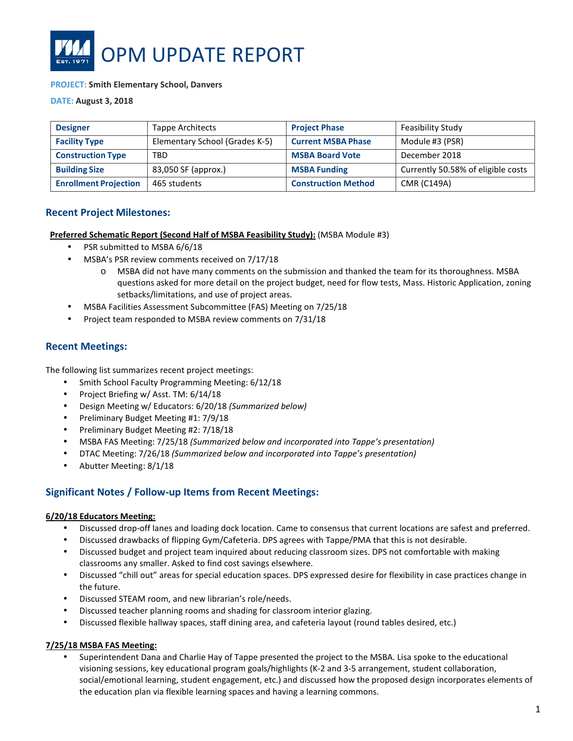# OPM UPDATE REPORT

**PROJECT:** **Smith Elementary School, Danvers**

**DATE:** **August 3, 2018**

| **Designer** | Tappe Architects | **Project Phase** | Feasibility Study |
|---|---|---|---|
| **Facility Type** | Elementary School (Grades K-5) | **Current MSBA Phase** | Module #3 (PSR) |
| **Construction Type** | TBD | **MSBA Board Vote** | December 2018 |
| **Building Size** | 83,050 SF (approx.) | **MSBA Funding** | Currently 50.58% of eligible costs |
| **Enrollment Projection** | 465 students | **Construction Method** | CMR (C149A) |

## Recent Project Milestones:

**Preferred Schematic Report (Second Half of MSBA Feasibility Study):** (MSBA Module #3)

- PSR submitted to MSBA 6/6/18
- MSBA's PSR review comments received on 7/17/18
  - MSBA did not have many comments on the submission and thanked the team for its thoroughness. MSBA questions asked for more detail on the project budget, need for flow tests, Mass. Historic Application, zoning setbacks/limitations, and use of project areas.
- MSBA Facilities Assessment Subcommittee (FAS) Meeting on 7/25/18
- Project team responded to MSBA review comments on 7/31/18

## Recent Meetings:

The following list summarizes recent project meetings:

- Smith School Faculty Programming Meeting: 6/12/18
- Project Briefing w/ Asst. TM: 6/14/18
- Design Meeting w/ Educators: 6/20/18 *(Summarized below)*
- Preliminary Budget Meeting #1: 7/9/18
- Preliminary Budget Meeting #2: 7/18/18
- MSBA FAS Meeting: 7/25/18 *(Summarized below and incorporated into Tappe's presentation)*
- DTAC Meeting: 7/26/18 *(Summarized below and incorporated into Tappe's presentation)*
- Abutter Meeting: 8/1/18

## Significant Notes / Follow-up Items from Recent Meetings:

**6/20/18 Educators Meeting:**

- Discussed drop-off lanes and loading dock location. Came to consensus that current locations are safest and preferred.
- Discussed drawbacks of flipping Gym/Cafeteria. DPS agrees with Tappe/PMA that this is not desirable.
- Discussed budget and project team inquired about reducing classroom sizes. DPS not comfortable with making classrooms any smaller. Asked to find cost savings elsewhere.
- Discussed "chill out" areas for special education spaces. DPS expressed desire for flexibility in case practices change in the future.
- Discussed STEAM room, and new librarian's role/needs.
- Discussed teacher planning rooms and shading for classroom interior glazing.
- Discussed flexible hallway spaces, staff dining area, and cafeteria layout (round tables desired, etc.)

**7/25/18 MSBA FAS Meeting:**

- Superintendent Dana and Charlie Hay of Tappe presented the project to the MSBA. Lisa spoke to the educational visioning sessions, key educational program goals/highlights (K-2 and 3-5 arrangement, student collaboration, social/emotional learning, student engagement, etc.) and discussed how the proposed design incorporates elements of the education plan via flexible learning spaces and having a learning commons.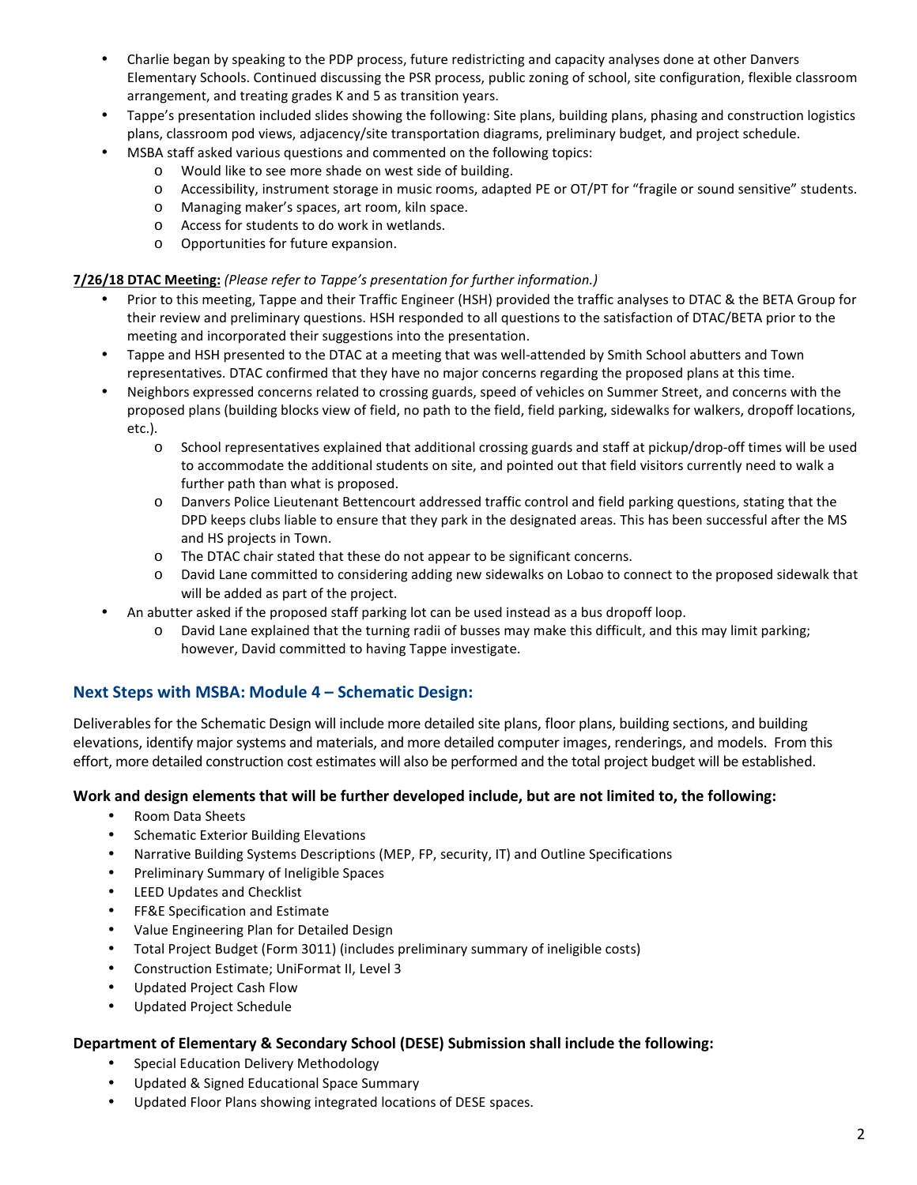- Charlie began by speaking to the PDP process, future redistricting and capacity analyses done at other Danvers Elementary Schools. Continued discussing the PSR process, public zoning of school, site configuration, flexible classroom arrangement, and treating grades K and 5 as transition years.
- Tappe's presentation included slides showing the following: Site plans, building plans, phasing and construction logistics plans, classroom pod views, adjacency/site transportation diagrams, preliminary budget, and project schedule.
- MSBA staff asked various questions and commented on the following topics:
  - Would like to see more shade on west side of building.
  - Accessibility, instrument storage in music rooms, adapted PE or OT/PT for "fragile or sound sensitive" students.
  - Managing maker's spaces, art room, kiln space.
  - Access for students to do work in wetlands.
  - Opportunities for future expansion.

**7/26/18 DTAC Meeting:** *(Please refer to Tappe's presentation for further information.)*

- Prior to this meeting, Tappe and their Traffic Engineer (HSH) provided the traffic analyses to DTAC & the BETA Group for their review and preliminary questions. HSH responded to all questions to the satisfaction of DTAC/BETA prior to the meeting and incorporated their suggestions into the presentation.
- Tappe and HSH presented to the DTAC at a meeting that was well-attended by Smith School abutters and Town representatives. DTAC confirmed that they have no major concerns regarding the proposed plans at this time.
- Neighbors expressed concerns related to crossing guards, speed of vehicles on Summer Street, and concerns with the proposed plans (building blocks view of field, no path to the field, field parking, sidewalks for walkers, dropoff locations, etc.).
  - School representatives explained that additional crossing guards and staff at pickup/drop-off times will be used to accommodate the additional students on site, and pointed out that field visitors currently need to walk a further path than what is proposed.
  - Danvers Police Lieutenant Bettencourt addressed traffic control and field parking questions, stating that the DPD keeps clubs liable to ensure that they park in the designated areas. This has been successful after the MS and HS projects in Town.
  - The DTAC chair stated that these do not appear to be significant concerns.
  - David Lane committed to considering adding new sidewalks on Lobao to connect to the proposed sidewalk that will be added as part of the project.
- An abutter asked if the proposed staff parking lot can be used instead as a bus dropoff loop.
  - David Lane explained that the turning radii of busses may make this difficult, and this may limit parking; however, David committed to having Tappe investigate.

## Next Steps with MSBA: Module 4 – Schematic Design:

Deliverables for the Schematic Design will include more detailed site plans, floor plans, building sections, and building elevations, identify major systems and materials, and more detailed computer images, renderings, and models. From this effort, more detailed construction cost estimates will also be performed and the total project budget will be established.

### Work and design elements that will be further developed include, but are not limited to, the following:

- Room Data Sheets
- Schematic Exterior Building Elevations
- Narrative Building Systems Descriptions (MEP, FP, security, IT) and Outline Specifications
- Preliminary Summary of Ineligible Spaces
- LEED Updates and Checklist
- FF&E Specification and Estimate
- Value Engineering Plan for Detailed Design
- Total Project Budget (Form 3011) (includes preliminary summary of ineligible costs)
- Construction Estimate; UniFormat II, Level 3
- Updated Project Cash Flow
- Updated Project Schedule

### Department of Elementary & Secondary School (DESE) Submission shall include the following:

- Special Education Delivery Methodology
- Updated & Signed Educational Space Summary
- Updated Floor Plans showing integrated locations of DESE spaces.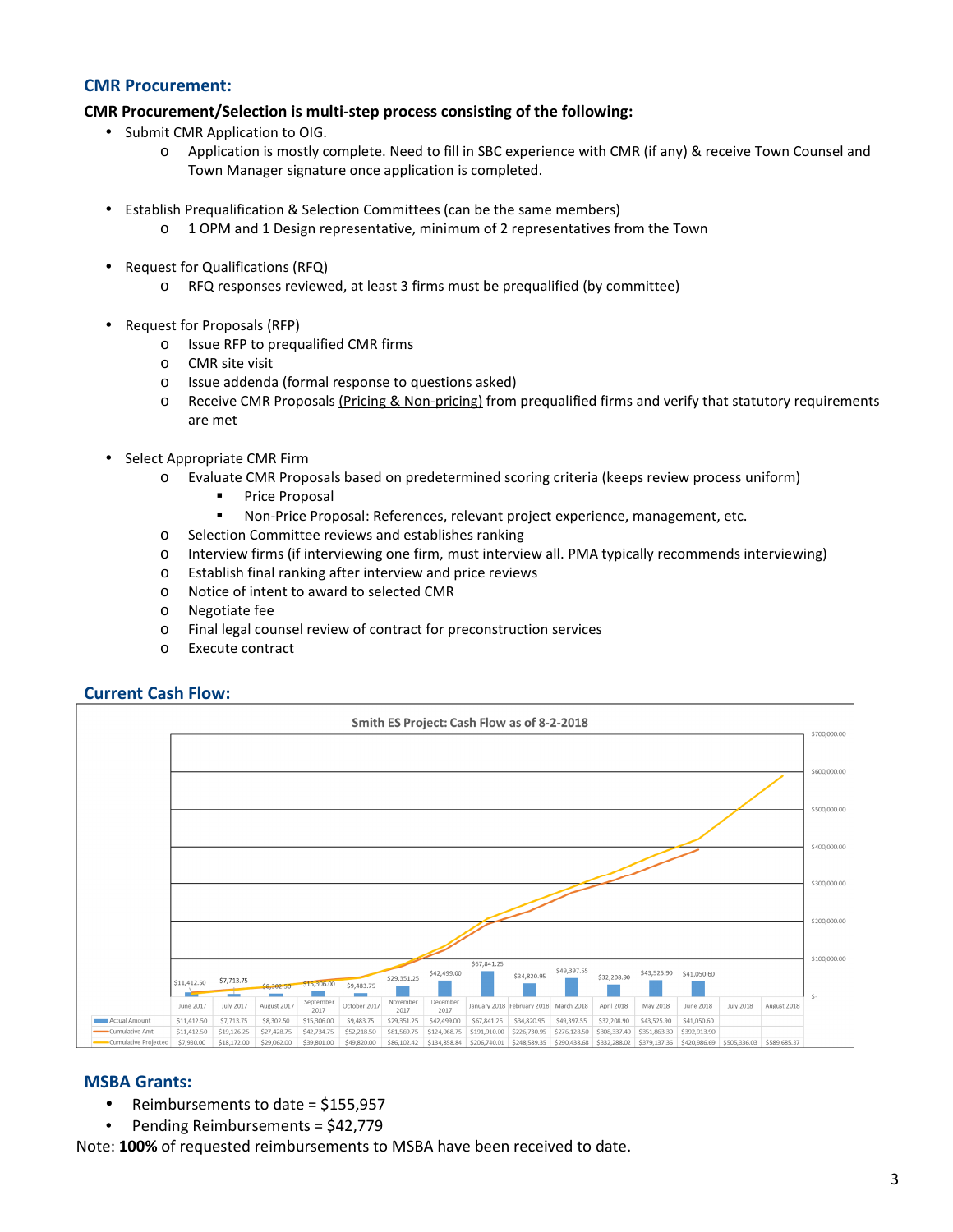## CMR Procurement:

**CMR Procurement/Selection is multi-step process consisting of the following:**

- Submit CMR Application to OIG.
  - Application is mostly complete. Need to fill in SBC experience with CMR (if any) & receive Town Counsel and Town Manager signature once application is completed.
- Establish Prequalification & Selection Committees (can be the same members)
  - 1 OPM and 1 Design representative, minimum of 2 representatives from the Town
- Request for Qualifications (RFQ)
  - RFQ responses reviewed, at least 3 firms must be prequalified (by committee)
- Request for Proposals (RFP)
  - Issue RFP to prequalified CMR firms
  - CMR site visit
  - Issue addenda (formal response to questions asked)
  - Receive CMR Proposals (Pricing & Non-pricing) from prequalified firms and verify that statutory requirements are met
- Select Appropriate CMR Firm
  - Evaluate CMR Proposals based on predetermined scoring criteria (keeps review process uniform)
    - Price Proposal
    - Non-Price Proposal: References, relevant project experience, management, etc.
  - Selection Committee reviews and establishes ranking
  - Interview firms (if interviewing one firm, must interview all. PMA typically recommends interviewing)
  - Establish final ranking after interview and price reviews
  - Notice of intent to award to selected CMR
  - Negotiate fee
  - Final legal counsel review of contract for preconstruction services
  - Execute contract

## Current Cash Flow:

Smith ES Project: Cash Flow as of 8-2-2018

$700,000.00
$600,000.00
$500,000.00
$400,000.00
$300,000.00
$200,000.00
$100,000.00
$-

June 2017, July 2017, August 2017, September 2017, October 2017, November 2017, December 2017, January 2018, February 2018, March 2018, April 2018, May 2018, June 2018, July 2018, August 2018

Actual Amount: $11,412.50, $7,713.75, $8,302.50, $15,306.00, $9,483.75, $29,351.25, $42,499.00, $67,841.25, $34,820.95, $49,397.55, $32,208.90, $43,525.90, $41,050.60

Cumulative Amt: $11,412.50, $19,126.25, $27,428.75, $42,734.75, $52,218.50, $81,569.75, $124,068.75, $191,910.00, $226,730.95, $276,128.50, $308,337.40, $351,863.30, $392,913.90

Cumulative Projected: $7,930.00, $18,172.00, $29,062.00, $39,801.00, $49,820.00, $86,102.42, $134,858.84, $206,740.01, $248,589.35, $290,438.68, $332,288.02, $379,137.36, $420,986.69, $505,336.03, $589,685.37

## MSBA Grants:

- Reimbursements to date = $155,957
- Pending Reimbursements = $42,779

Note: **100%** of requested reimbursements to MSBA have been received to date.